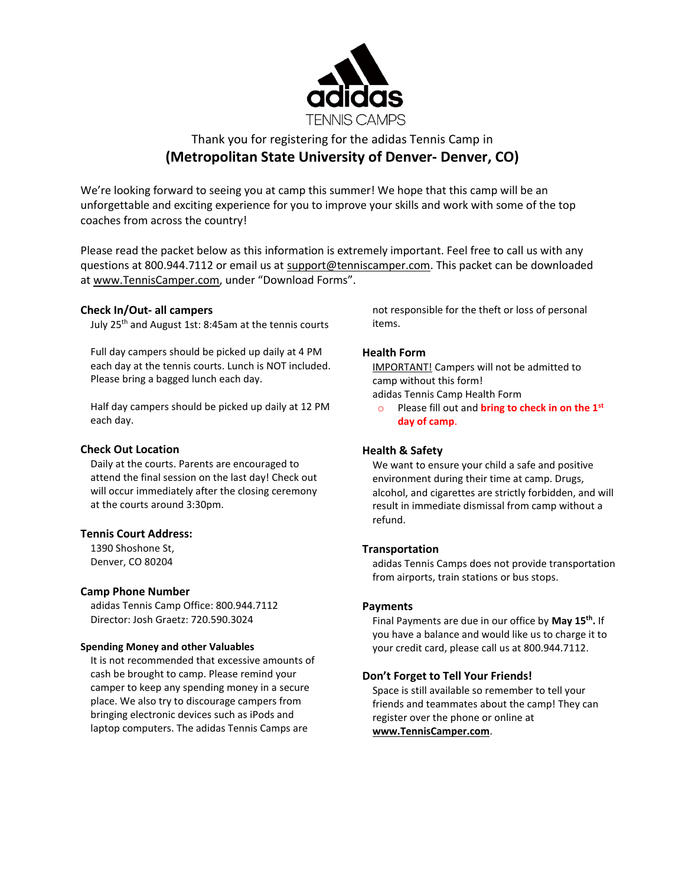adidas

TENNIS CAMPS

Thank you for registering for the adidas Tennis Camp in

**(Metropolitan State University of Denver- Denver, CO)**

We're looking forward to seeing you at camp this summer! We hope that this camp will be an unforgettable and exciting experience for you to improve your skills and work with some of the top coaches from across the country!

Please read the packet below as this information is extremely important. Feel free to call us with any questions at 800.944.7112 or email us at support@tenniscamper.com. This packet can be downloaded at www.TennisCamper.com, under "Download Forms".

### Check In/Out- all campers

July 25th and August 1st: 8:45am at the tennis courts

Full day campers should be picked up daily at 4 PM each day at the tennis courts. Lunch is NOT included. Please bring a bagged lunch each day.

Half day campers should be picked up daily at 12 PM each day.

### Check Out Location

Daily at the courts. Parents are encouraged to attend the final session on the last day! Check out will occur immediately after the closing ceremony at the courts around 3:30pm.

### Tennis Court Address:

1390 Shoshone St,
Denver, CO 80204

### Camp Phone Number

adidas Tennis Camp Office: 800.944.7112
Director: Josh Graetz: 720.590.3024

### Spending Money and other Valuables

It is not recommended that excessive amounts of cash be brought to camp. Please remind your camper to keep any spending money in a secure place. We also try to discourage campers from bringing electronic devices such as iPods and laptop computers. The adidas Tennis Camps are not responsible for the theft or loss of personal items.

### Health Form

IMPORTANT! Campers will not be admitted to camp without this form!
adidas Tennis Camp Health Form

- Please fill out and **bring to check in on the 1st day of camp**.

### Health & Safety

We want to ensure your child a safe and positive environment during their time at camp. Drugs, alcohol, and cigarettes are strictly forbidden, and will result in immediate dismissal from camp without a refund.

### Transportation

adidas Tennis Camps does not provide transportation from airports, train stations or bus stops.

### Payments

Final Payments are due in our office by **May 15th.** If you have a balance and would like us to charge it to your credit card, please call us at 800.944.7112.

### Don't Forget to Tell Your Friends!

Space is still available so remember to tell your friends and teammates about the camp! They can register over the phone or online at **www.TennisCamper.com**.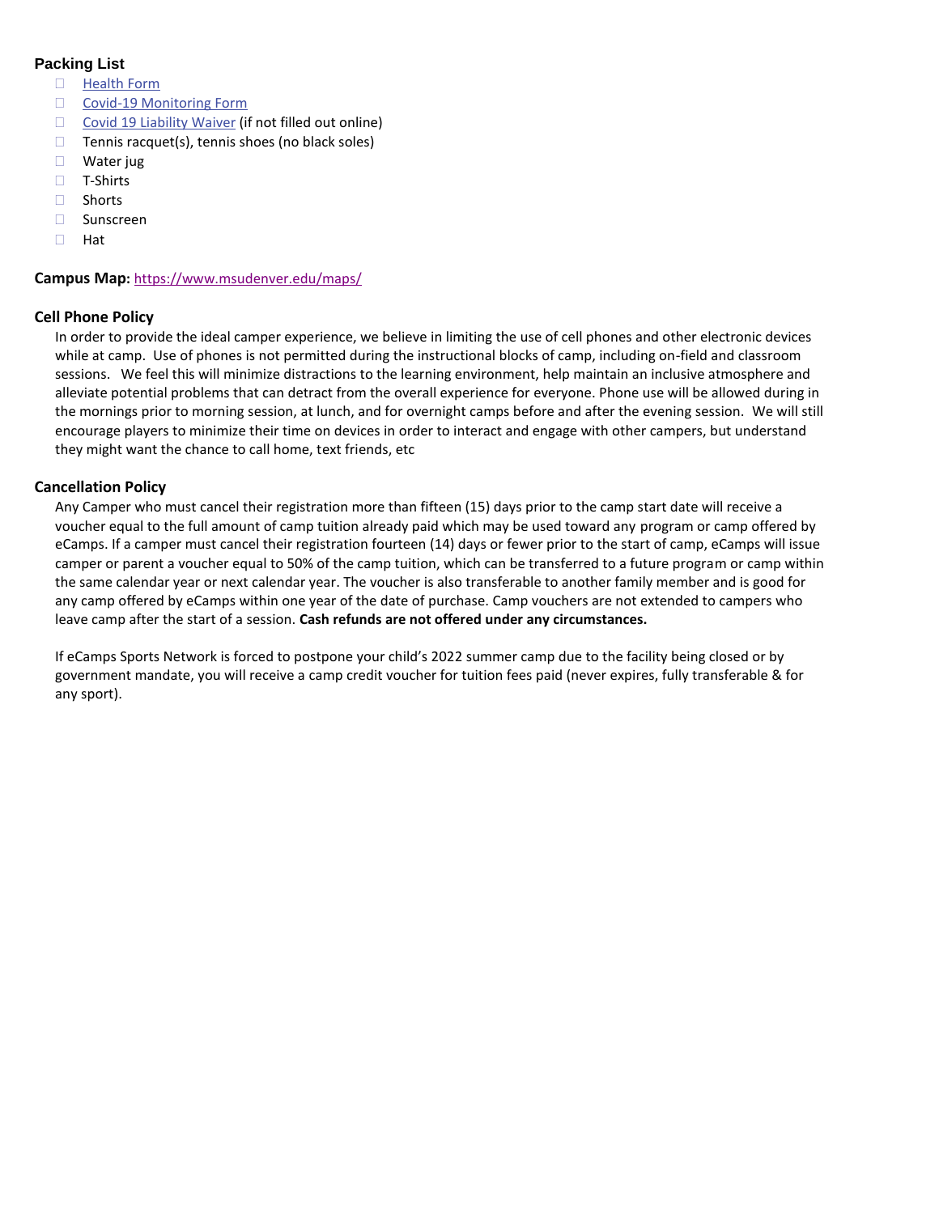### Packing List

- [ ] Health Form
- [ ] Covid-19 Monitoring Form
- [ ] Covid 19 Liability Waiver (if not filled out online)
- [ ] Tennis racquet(s), tennis shoes (no black soles)
- [ ] Water jug
- [ ] T-Shirts
- [ ] Shorts
- [ ] Sunscreen
- [ ] Hat

**Campus Map:** https://www.msudenver.edu/maps/

### Cell Phone Policy

In order to provide the ideal camper experience, we believe in limiting the use of cell phones and other electronic devices while at camp. Use of phones is not permitted during the instructional blocks of camp, including on-field and classroom sessions. We feel this will minimize distractions to the learning environment, help maintain an inclusive atmosphere and alleviate potential problems that can detract from the overall experience for everyone. Phone use will be allowed during in the mornings prior to morning session, at lunch, and for overnight camps before and after the evening session. We will still encourage players to minimize their time on devices in order to interact and engage with other campers, but understand they might want the chance to call home, text friends, etc

### Cancellation Policy

Any Camper who must cancel their registration more than fifteen (15) days prior to the camp start date will receive a voucher equal to the full amount of camp tuition already paid which may be used toward any program or camp offered by eCamps. If a camper must cancel their registration fourteen (14) days or fewer prior to the start of camp, eCamps will issue camper or parent a voucher equal to 50% of the camp tuition, which can be transferred to a future program or camp within the same calendar year or next calendar year. The voucher is also transferable to another family member and is good for any camp offered by eCamps within one year of the date of purchase. Camp vouchers are not extended to campers who leave camp after the start of a session. **Cash refunds are not offered under any circumstances.**

If eCamps Sports Network is forced to postpone your child's 2022 summer camp due to the facility being closed or by government mandate, you will receive a camp credit voucher for tuition fees paid (never expires, fully transferable & for any sport).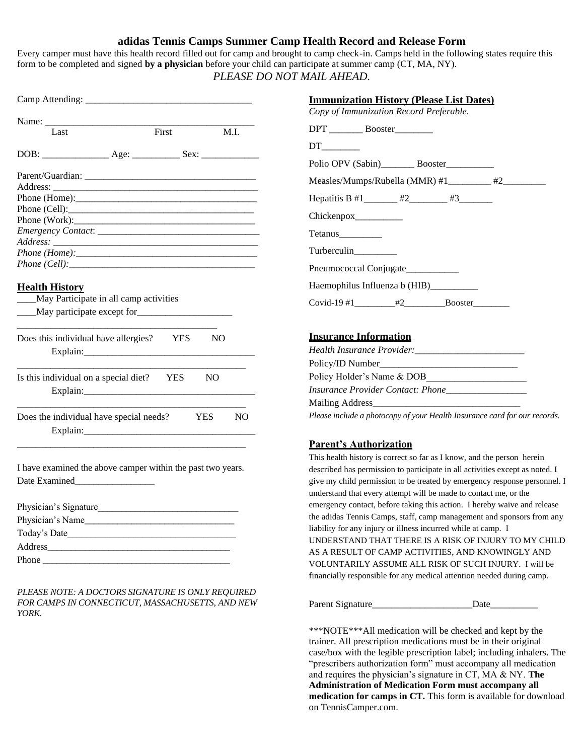# adidas Tennis Camps Summer Camp Health Record and Release Form

Every camper must have this health record filled out for camp and brought to camp check-in. Camps held in the following states require this form to be completed and signed **by a physician** before your child can participate at summer camp (CT, MA, NY).

*PLEASE DO NOT MAIL AHEAD.*

Camp Attending: ___________________________________

Name: _____________________________________________
Last First M.I.

DOB: ______________ Age: __________ Sex: ____________

Parent/Guardian: ____________________________________
Address: ___________________________________________
Phone (Home):______________________________________
Phone (Cell):_______________________________________
Phone (Work):______________________________________
*Emergency Contact*: __________________________________
*Address:* ___________________________________________
*Phone (Home):*______________________________________
*Phone (Cell):*_______________________________________

## Health History

____May Participate in all camp activities
____May participate except for____________________
_________________________________________

Does this individual have allergies? YES NO
Explain:___________________________________
_______________________________________________

Is this individual on a special diet? YES NO
Explain:___________________________________
_______________________________________________

Does the individual have special needs? YES NO
Explain:___________________________________
_______________________________________________

I have examined the above camper within the past two years.
Date Examined_________________

Physician's Signature______________________________
Physician's Name________________________________
Today's Date____________________________________
Address_______________________________________
Phone ________________________________________

*PLEASE NOTE: A DOCTORS SIGNATURE IS ONLY REQUIRED FOR CAMPS IN CONNECTICUT, MASSACHUSETTS, AND NEW YORK.*

## Immunization History (Please List Dates)

*Copy of Immunization Record Preferable.*

DPT _______ Booster________

DT________

Polio OPV (Sabin)_______ Booster__________

Measles/Mumps/Rubella (MMR) #1_________ #2_________

Hepatitis B #1_______ #2________ #3_______

Chickenpox__________

Tetanus_________

Turberculin_________

Pneumococcal Conjugate___________

Haemophilus Influenza b (HIB)__________

Covid-19 #1________#2________Booster________

## Insurance Information

*Health Insurance Provider:*_______________________
Policy/ID Number_____________________________
Policy Holder's Name & DOB_____________________
*Insurance Provider Contact: Phone*_________________
Mailing Address_______________________________
*Please include a photocopy of your Health Insurance card for our records.*

## Parent's Authorization

This health history is correct so far as I know, and the person herein described has permission to participate in all activities except as noted. I give my child permission to be treated by emergency response personnel. I understand that every attempt will be made to contact me, or the emergency contact, before taking this action. I hereby waive and release the adidas Tennis Camps, staff, camp management and sponsors from any liability for any injury or illness incurred while at camp. I UNDERSTAND THAT THERE IS A RISK OF INJURY TO MY CHILD AS A RESULT OF CAMP ACTIVITIES, AND KNOWINGLY AND VOLUNTARILY ASSUME ALL RISK OF SUCH INJURY. I will be financially responsible for any medical attention needed during camp.

Parent Signature_____________________Date__________

\*\*\*NOTE\*\*\*All medication will be checked and kept by the trainer. All prescription medications must be in their original case/box with the legible prescription label; including inhalers. The "prescribers authorization form" must accompany all medication and requires the physician's signature in CT, MA & NY. **The Administration of Medication Form must accompany all medication for camps in CT.** This form is available for download on TennisCamper.com.